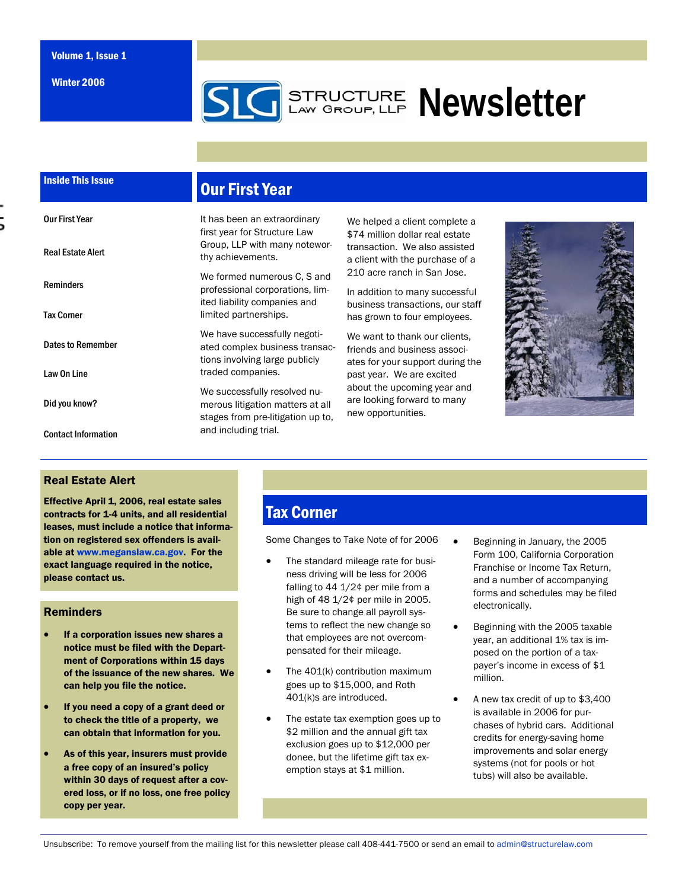Volume 1, Issue 1

Winter 2006

# SLG Structure Law Group, LLP Newsletter

**Inside This Issue**

- Our First Year
- Real Estate Alert
- Reminders
- Tax Corner
- Dates to Remember
- Law On Line
- Did you know?
- Contact Information

## Our First Year

It has been an extraordinary first year for Structure Law Group, LLP with many noteworthy achievements.

We formed numerous C, S and professional corporations, limited liability companies and limited partnerships.

We have successfully negotiated complex business transactions involving large publicly traded companies.

We successfully resolved numerous litigation matters at all stages from pre-litigation up to, and including trial.

We helped a client complete a $74 million dollar real estate transaction. We also assisted a client with the purchase of a 210 acre ranch in San Jose.

In addition to many successful business transactions, our staff has grown to four employees.

We want to thank our clients, friends and business associates for your support during the past year. We are excited about the upcoming year and are looking forward to many new opportunities.

## Real Estate Alert

**Effective April 1, 2006, real estate sales contracts for 1-4 units, and all residential leases, must include a notice that information on registered sex offenders is available at www.meganslaw.ca.gov. For the exact language required in the notice, please contact us.**

## Reminders

- **If a corporation issues new shares a notice must be filed with the Department of Corporations within 15 days of the issuance of the new shares. We can help you file the notice.**
- **If you need a copy of a grant deed or to check the title of a property, we can obtain that information for you.**
- **As of this year, insurers must provide a free copy of an insured's policy within 30 days of request after a covered loss, or if no loss, one free policy copy per year.**

## Tax Corner

Some Changes to Take Note of for 2006

- The standard mileage rate for business driving will be less for 2006 falling to 44 1/2¢ per mile from a high of 48 1/2¢ per mile in 2005. Be sure to change all payroll systems to reflect the new change so that employees are not overcompensated for their mileage.
- The 401(k) contribution maximum goes up to $15,000, and Roth 401(k)s are introduced.
- The estate tax exemption goes up to $2 million and the annual gift tax exclusion goes up to $12,000 per donee, but the lifetime gift tax exemption stays at $1 million.
- Beginning in January, the 2005 Form 100, California Corporation Franchise or Income Tax Return, and a number of accompanying forms and schedules may be filed electronically.
- Beginning with the 2005 taxable year, an additional 1% tax is imposed on the portion of a taxpayer's income in excess of $1 million.
- A new tax credit of up to $3,400 is available in 2006 for purchases of hybrid cars. Additional credits for energy-saving home improvements and solar energy systems (not for pools or hot tubs) will also be available.

Unsubscribe: To remove yourself from the mailing list for this newsletter please call 408-441-7500 or send an email to admin@structurelaw.com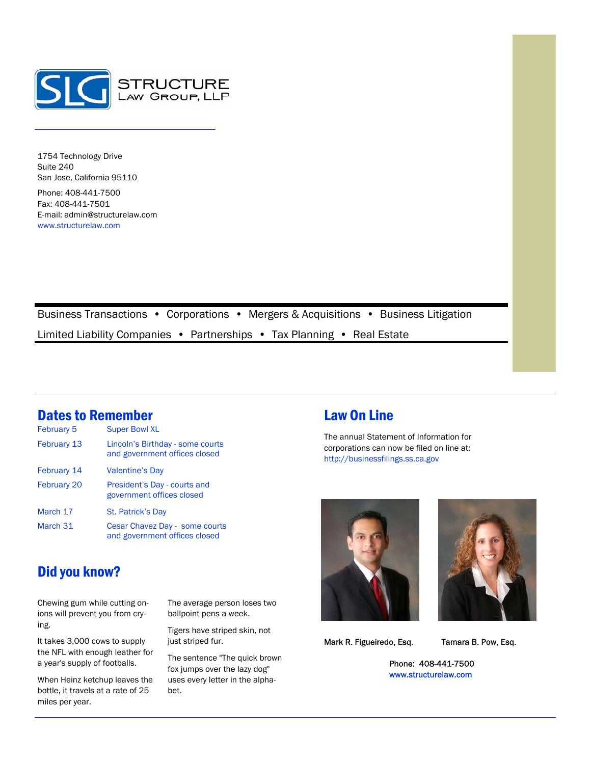**STRUCTURE LAW GROUP, LLP**

1754 Technology Drive
Suite 240
San Jose, California 95110

Phone: 408-441-7500
Fax: 408-441-7501
E-mail: admin@structurelaw.com
www.structurelaw.com

Business Transactions • Corporations • Mergers & Acquisitions • Business Litigation

Limited Liability Companies • Partnerships • Tax Planning • Real Estate

## Dates to Remember

| | |
|---|---|
| February 5 | Super Bowl XL |
| February 13 | Lincoln's Birthday - some courts and government offices closed |
| February 14 | Valentine's Day |
| February 20 | President's Day - courts and government offices closed |
| March 17 | St. Patrick's Day |
| March 31 | Cesar Chavez Day - some courts and government offices closed |

## Did you know?

Chewing gum while cutting onions will prevent you from crying.

It takes 3,000 cows to supply the NFL with enough leather for a year's supply of footballs.

When Heinz ketchup leaves the bottle, it travels at a rate of 25 miles per year.

The average person loses two ballpoint pens a week.

Tigers have striped skin, not just striped fur.

The sentence "The quick brown fox jumps over the lazy dog" uses every letter in the alphabet.

## Law On Line

The annual Statement of Information for corporations can now be filed on line at: http://businessfilings.ss.ca.gov

Mark R. Figueiredo, Esq.

Tamara B. Pow, Esq.

Phone: 408-441-7500
www.structurelaw.com